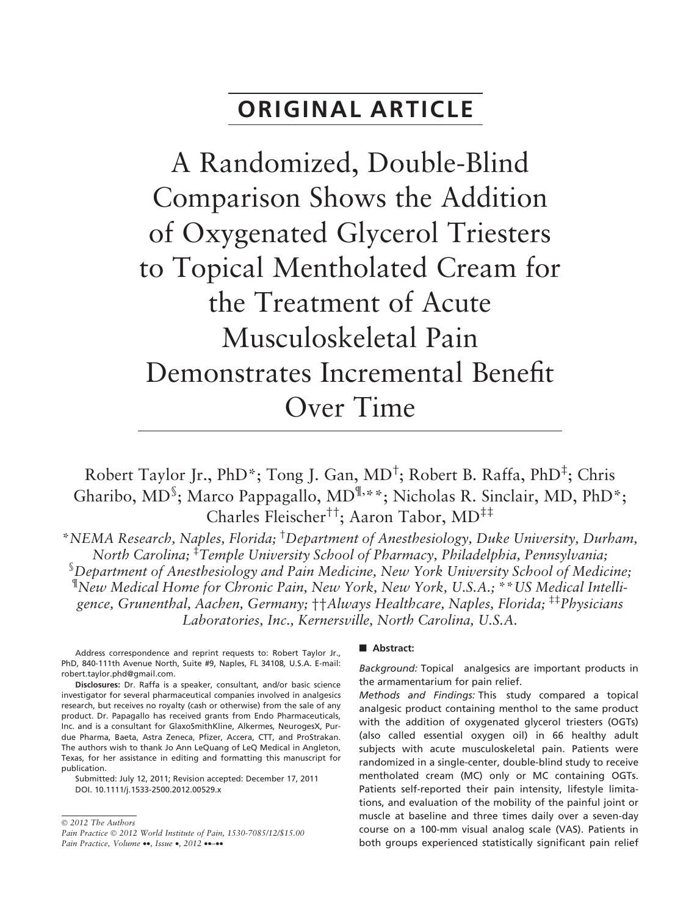## ORIGINAL ARTICLE

# A Randomized, Double-Blind Comparison Shows the Addition of Oxygenated Glycerol Triesters to Topical Mentholated Cream for the Treatment of Acute Musculoskeletal Pain Demonstrates Incremental Benefit Over Time

Robert Taylor Jr., PhD*; Tong J. Gan, MD†; Robert B. Raffa, PhD‡; Chris Gharibo, MD§; Marco Pappagallo, MD¶,**; Nicholas R. Sinclair, MD, PhD*; Charles Fleischer††; Aaron Tabor, MD‡‡

*\*NEMA Research, Naples, Florida; †Department of Anesthesiology, Duke University, Durham, North Carolina; ‡Temple University School of Pharmacy, Philadelphia, Pennsylvania; §Department of Anesthesiology and Pain Medicine, New York University School of Medicine; ¶New Medical Home for Chronic Pain, New York, New York, U.S.A.; \*\*US Medical Intelligence, Grunenthal, Aachen, Germany; ††Always Healthcare, Naples, Florida; ‡‡Physicians Laboratories, Inc., Kernersville, North Carolina, U.S.A.*

Address correspondence and reprint requests to: Robert Taylor Jr., PhD, 840-111th Avenue North, Suite #9, Naples, FL 34108, U.S.A. E-mail: robert.taylor.phd@gmail.com.

**Disclosures:** Dr. Raffa is a speaker, consultant, and/or basic science investigator for several pharmaceutical companies involved in analgesics research, but receives no royalty (cash or otherwise) from the sale of any product. Dr. Papagallo has received grants from Endo Pharmaceuticals, Inc. and is a consultant for GlaxoSmithKline, Alkermes, NeurogesX, Purdue Pharma, Baeta, Astra Zeneca, Pfizer, Accera, CTT, and ProStrakan. The authors wish to thank Jo Ann LeQuang of LeQ Medical in Angleton, Texas, for her assistance in editing and formatting this manuscript for publication.

Submitted: July 12, 2011; Revision accepted: December 17, 2011
DOI. 10.1111/j.1533-2500.2012.00529.x

© 2012 The Authors
Pain Practice © 2012 World Institute of Pain, 1530-7085/12/$15.00

## Abstract:

*Background:* Topical analgesics are important products in the armamentarium for pain relief.

*Methods and Findings:* This study compared a topical analgesic product containing menthol to the same product with the addition of oxygenated glycerol triesters (OGTs) (also called essential oxygen oil) in 66 healthy adult subjects with acute musculoskeletal pain. Patients were randomized in a single-center, double-blind study to receive mentholated cream (MC) only or MC containing OGTs. Patients self-reported their pain intensity, lifestyle limitations, and evaluation of the mobility of the painful joint or muscle at baseline and three times daily over a seven-day course on a 100-mm visual analog scale (VAS). Patients in both groups experienced statistically significant pain relief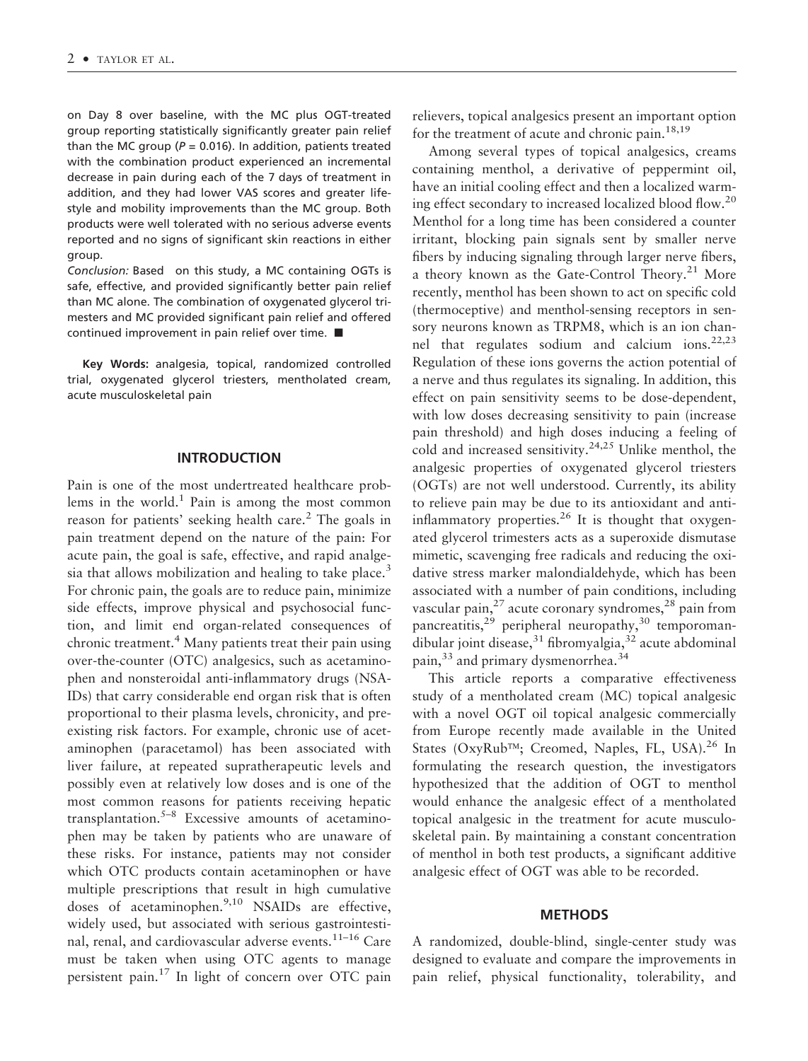on Day 8 over baseline, with the MC plus OGT-treated group reporting statistically significantly greater pain relief than the MC group ($P = 0.016$). In addition, patients treated with the combination product experienced an incremental decrease in pain during each of the 7 days of treatment in addition, and they had lower VAS scores and greater lifestyle and mobility improvements than the MC group. Both products were well tolerated with no serious adverse events reported and no signs of significant skin reactions in either group.

*Conclusion:* Based on this study, a MC containing OGTs is safe, effective, and provided significantly better pain relief than MC alone. The combination of oxygenated glycerol trimesters and MC provided significant pain relief and offered continued improvement in pain relief over time. ■

**Key Words:** analgesia, topical, randomized controlled trial, oxygenated glycerol triesters, mentholated cream, acute musculoskeletal pain

## INTRODUCTION

Pain is one of the most undertreated healthcare problems in the world.[1] Pain is among the most common reason for patients' seeking health care.[2] The goals in pain treatment depend on the nature of the pain: For acute pain, the goal is safe, effective, and rapid analgesia that allows mobilization and healing to take place.[3] For chronic pain, the goals are to reduce pain, minimize side effects, improve physical and psychosocial function, and limit end organ-related consequences of chronic treatment.[4] Many patients treat their pain using over-the-counter (OTC) analgesics, such as acetaminophen and nonsteroidal anti-inflammatory drugs (NSAIDs) that carry considerable end organ risk that is often proportional to their plasma levels, chronicity, and preexisting risk factors. For example, chronic use of acetaminophen (paracetamol) has been associated with liver failure, at repeated supratherapeutic levels and possibly even at relatively low doses and is one of the most common reasons for patients receiving hepatic transplantation.[5–8] Excessive amounts of acetaminophen may be taken by patients who are unaware of these risks. For instance, patients may not consider which OTC products contain acetaminophen or have multiple prescriptions that result in high cumulative doses of acetaminophen.[9,10] NSAIDs are effective, widely used, but associated with serious gastrointestinal, renal, and cardiovascular adverse events.[11–16] Care must be taken when using OTC agents to manage persistent pain.[17] In light of concern over OTC pain relievers, topical analgesics present an important option for the treatment of acute and chronic pain.[18,19]

Among several types of topical analgesics, creams containing menthol, a derivative of peppermint oil, have an initial cooling effect and then a localized warming effect secondary to increased localized blood flow.[20] Menthol for a long time has been considered a counter irritant, blocking pain signals sent by smaller nerve fibers by inducing signaling through larger nerve fibers, a theory known as the Gate-Control Theory.[21] More recently, menthol has been shown to act on specific cold (thermoceptive) and menthol-sensing receptors in sensory neurons known as TRPM8, which is an ion channel that regulates sodium and calcium ions.[22,23] Regulation of these ions governs the action potential of a nerve and thus regulates its signaling. In addition, this effect on pain sensitivity seems to be dose-dependent, with low doses decreasing sensitivity to pain (increase pain threshold) and high doses inducing a feeling of cold and increased sensitivity.[24,25] Unlike menthol, the analgesic properties of oxygenated glycerol triesters (OGTs) are not well understood. Currently, its ability to relieve pain may be due to its antioxidant and anti-inflammatory properties.[26] It is thought that oxygenated glycerol trimesters acts as a superoxide dismutase mimetic, scavenging free radicals and reducing the oxidative stress marker malondialdehyde, which has been associated with a number of pain conditions, including vascular pain,[27] acute coronary syndromes,[28] pain from pancreatitis,[29] peripheral neuropathy,[30] temporomandibular joint disease,[31] fibromyalgia,[32] acute abdominal pain,[33] and primary dysmenorrhea.[34]

This article reports a comparative effectiveness study of a mentholated cream (MC) topical analgesic with a novel OGT oil topical analgesic commercially from Europe recently made available in the United States (OxyRub™; Creomed, Naples, FL, USA).[26] In formulating the research question, the investigators hypothesized that the addition of OGT to menthol would enhance the analgesic effect of a mentholated topical analgesic in the treatment for acute musculoskeletal pain. By maintaining a constant concentration of menthol in both test products, a significant additive analgesic effect of OGT was able to be recorded.

## METHODS

A randomized, double-blind, single-center study was designed to evaluate and compare the improvements in pain relief, physical functionality, tolerability, and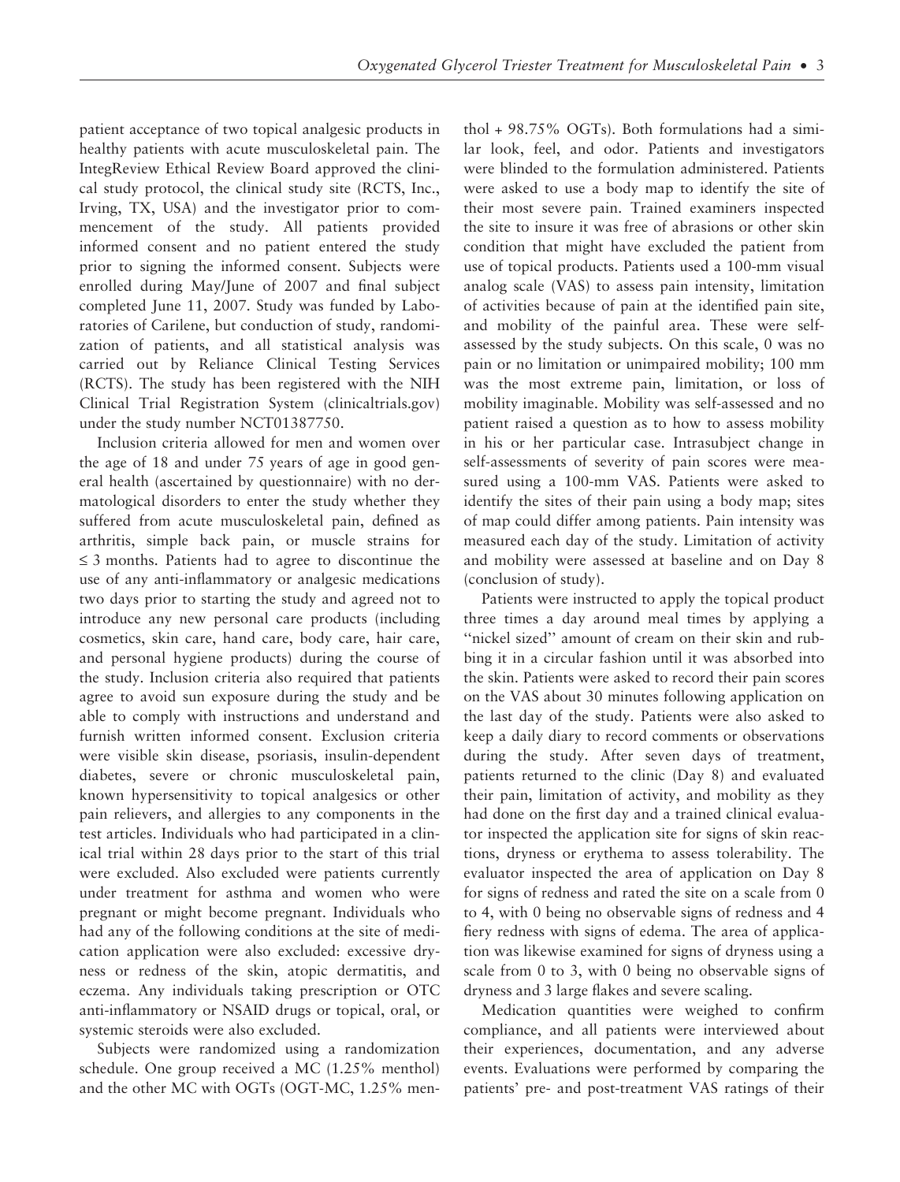patient acceptance of two topical analgesic products in healthy patients with acute musculoskeletal pain. The IntegReview Ethical Review Board approved the clinical study protocol, the clinical study site (RCTS, Inc., Irving, TX, USA) and the investigator prior to commencement of the study. All patients provided informed consent and no patient entered the study prior to signing the informed consent. Subjects were enrolled during May/June of 2007 and final subject completed June 11, 2007. Study was funded by Laboratories of Carilene, but conduction of study, randomization of patients, and all statistical analysis was carried out by Reliance Clinical Testing Services (RCTS). The study has been registered with the NIH Clinical Trial Registration System (clinicaltrials.gov) under the study number NCT01387750.

Inclusion criteria allowed for men and women over the age of 18 and under 75 years of age in good general health (ascertained by questionnaire) with no dermatological disorders to enter the study whether they suffered from acute musculoskeletal pain, defined as arthritis, simple back pain, or muscle strains for ≤ 3 months. Patients had to agree to discontinue the use of any anti-inflammatory or analgesic medications two days prior to starting the study and agreed not to introduce any new personal care products (including cosmetics, skin care, hand care, body care, hair care, and personal hygiene products) during the course of the study. Inclusion criteria also required that patients agree to avoid sun exposure during the study and be able to comply with instructions and understand and furnish written informed consent. Exclusion criteria were visible skin disease, psoriasis, insulin-dependent diabetes, severe or chronic musculoskeletal pain, known hypersensitivity to topical analgesics or other pain relievers, and allergies to any components in the test articles. Individuals who had participated in a clinical trial within 28 days prior to the start of this trial were excluded. Also excluded were patients currently under treatment for asthma and women who were pregnant or might become pregnant. Individuals who had any of the following conditions at the site of medication application were also excluded: excessive dryness or redness of the skin, atopic dermatitis, and eczema. Any individuals taking prescription or OTC anti-inflammatory or NSAID drugs or topical, oral, or systemic steroids were also excluded.

Subjects were randomized using a randomization schedule. One group received a MC (1.25% menthol) and the other MC with OGTs (OGT-MC, 1.25% menthol + 98.75% OGTs). Both formulations had a similar look, feel, and odor. Patients and investigators were blinded to the formulation administered. Patients were asked to use a body map to identify the site of their most severe pain. Trained examiners inspected the site to insure it was free of abrasions or other skin condition that might have excluded the patient from use of topical products. Patients used a 100-mm visual analog scale (VAS) to assess pain intensity, limitation of activities because of pain at the identified pain site, and mobility of the painful area. These were self-assessed by the study subjects. On this scale, 0 was no pain or no limitation or unimpaired mobility; 100 mm was the most extreme pain, limitation, or loss of mobility imaginable. Mobility was self-assessed and no patient raised a question as to how to assess mobility in his or her particular case. Intrasubject change in self-assessments of severity of pain scores were measured using a 100-mm VAS. Patients were asked to identify the sites of their pain using a body map; sites of map could differ among patients. Pain intensity was measured each day of the study. Limitation of activity and mobility were assessed at baseline and on Day 8 (conclusion of study).

Patients were instructed to apply the topical product three times a day around meal times by applying a "nickel sized" amount of cream on their skin and rubbing it in a circular fashion until it was absorbed into the skin. Patients were asked to record their pain scores on the VAS about 30 minutes following application on the last day of the study. Patients were also asked to keep a daily diary to record comments or observations during the study. After seven days of treatment, patients returned to the clinic (Day 8) and evaluated their pain, limitation of activity, and mobility as they had done on the first day and a trained clinical evaluator inspected the application site for signs of skin reactions, dryness or erythema to assess tolerability. The evaluator inspected the area of application on Day 8 for signs of redness and rated the site on a scale from 0 to 4, with 0 being no observable signs of redness and 4 fiery redness with signs of edema. The area of application was likewise examined for signs of dryness using a scale from 0 to 3, with 0 being no observable signs of dryness and 3 large flakes and severe scaling.

Medication quantities were weighed to confirm compliance, and all patients were interviewed about their experiences, documentation, and any adverse events. Evaluations were performed by comparing the patients' pre- and post-treatment VAS ratings of their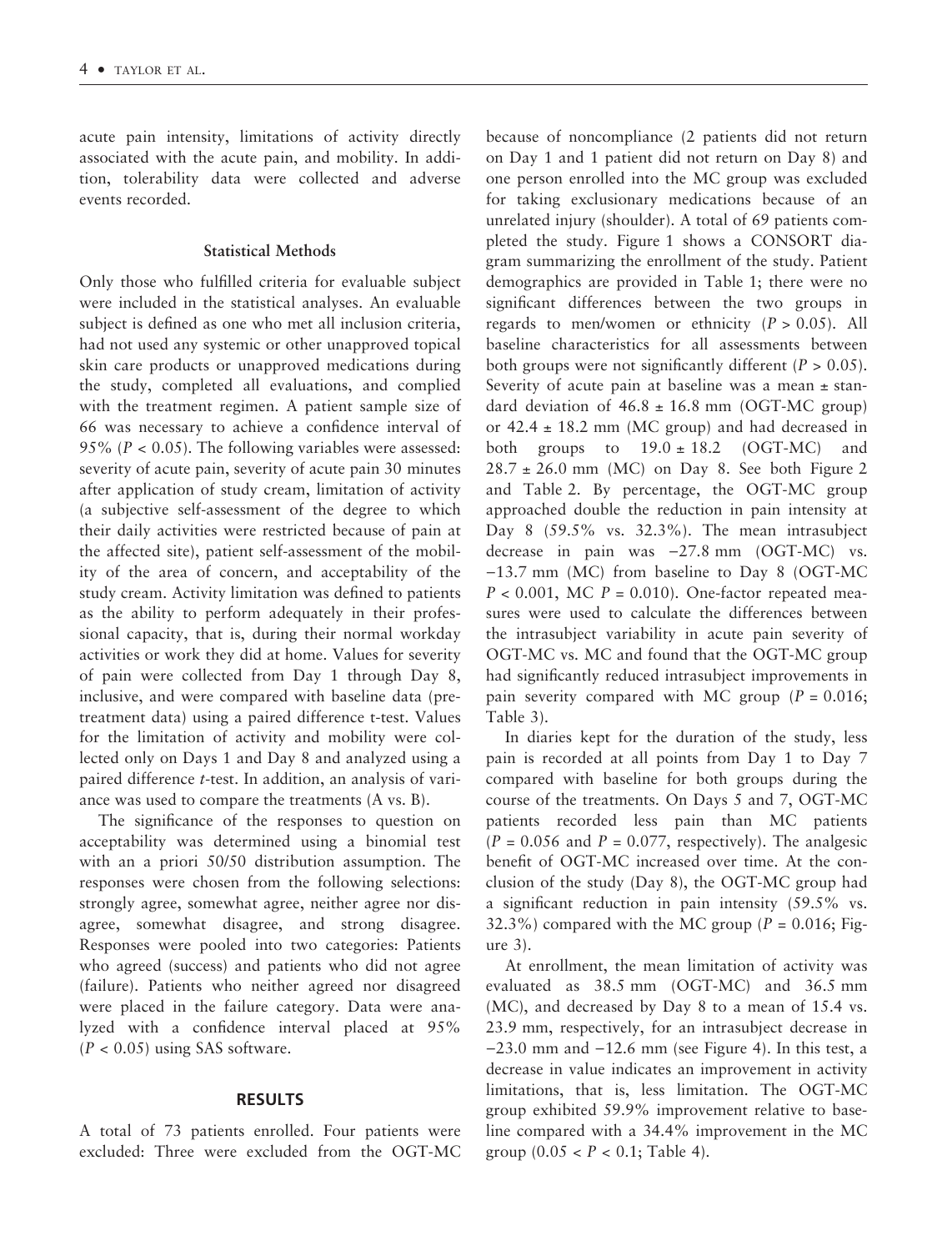acute pain intensity, limitations of activity directly associated with the acute pain, and mobility. In addition, tolerability data were collected and adverse events recorded.

### Statistical Methods

Only those who fulfilled criteria for evaluable subject were included in the statistical analyses. An evaluable subject is defined as one who met all inclusion criteria, had not used any systemic or other unapproved topical skin care products or unapproved medications during the study, completed all evaluations, and complied with the treatment regimen. A patient sample size of 66 was necessary to achieve a confidence interval of 95% ($P < 0.05$). The following variables were assessed: severity of acute pain, severity of acute pain 30 minutes after application of study cream, limitation of activity (a subjective self-assessment of the degree to which their daily activities were restricted because of pain at the affected site), patient self-assessment of the mobility of the area of concern, and acceptability of the study cream. Activity limitation was defined to patients as the ability to perform adequately in their professional capacity, that is, during their normal workday activities or work they did at home. Values for severity of pain were collected from Day 1 through Day 8, inclusive, and were compared with baseline data (pretreatment data) using a paired difference t-test. Values for the limitation of activity and mobility were collected only on Days 1 and Day 8 and analyzed using a paired difference *t*-test. In addition, an analysis of variance was used to compare the treatments (A vs. B).

The significance of the responses to question on acceptability was determined using a binomial test with an a priori 50/50 distribution assumption. The responses were chosen from the following selections: strongly agree, somewhat agree, neither agree nor disagree, somewhat disagree, and strong disagree. Responses were pooled into two categories: Patients who agreed (success) and patients who did not agree (failure). Patients who neither agreed nor disagreed were placed in the failure category. Data were analyzed with a confidence interval placed at 95% ($P < 0.05$) using SAS software.

## RESULTS

A total of 73 patients enrolled. Four patients were excluded: Three were excluded from the OGT-MC because of noncompliance (2 patients did not return on Day 1 and 1 patient did not return on Day 8) and one person enrolled into the MC group was excluded for taking exclusionary medications because of an unrelated injury (shoulder). A total of 69 patients completed the study. Figure 1 shows a CONSORT diagram summarizing the enrollment of the study. Patient demographics are provided in Table 1; there were no significant differences between the two groups in regards to men/women or ethnicity ($P > 0.05$). All baseline characteristics for all assessments between both groups were not significantly different ($P > 0.05$). Severity of acute pain at baseline was a mean ± standard deviation of 46.8 ± 16.8 mm (OGT-MC group) or 42.4 ± 18.2 mm (MC group) and had decreased in both groups to 19.0 ± 18.2 (OGT-MC) and 28.7 ± 26.0 mm (MC) on Day 8. See both Figure 2 and Table 2. By percentage, the OGT-MC group approached double the reduction in pain intensity at Day 8 (59.5% vs. 32.3%). The mean intrasubject decrease in pain was −27.8 mm (OGT-MC) vs. −13.7 mm (MC) from baseline to Day 8 (OGT-MC $P < 0.001$, MC $P = 0.010$). One-factor repeated measures were used to calculate the differences between the intrasubject variability in acute pain severity of OGT-MC vs. MC and found that the OGT-MC group had significantly reduced intrasubject improvements in pain severity compared with MC group ($P = 0.016$; Table 3).

In diaries kept for the duration of the study, less pain is recorded at all points from Day 1 to Day 7 compared with baseline for both groups during the course of the treatments. On Days 5 and 7, OGT-MC patients recorded less pain than MC patients ($P = 0.056$ and $P = 0.077$, respectively). The analgesic benefit of OGT-MC increased over time. At the conclusion of the study (Day 8), the OGT-MC group had a significant reduction in pain intensity (59.5% vs. 32.3%) compared with the MC group ($P = 0.016$; Figure 3).

At enrollment, the mean limitation of activity was evaluated as 38.5 mm (OGT-MC) and 36.5 mm (MC), and decreased by Day 8 to a mean of 15.4 vs. 23.9 mm, respectively, for an intrasubject decrease in −23.0 mm and −12.6 mm (see Figure 4). In this test, a decrease in value indicates an improvement in activity limitations, that is, less limitation. The OGT-MC group exhibited 59.9% improvement relative to baseline compared with a 34.4% improvement in the MC group ($0.05 < P < 0.1$; Table 4).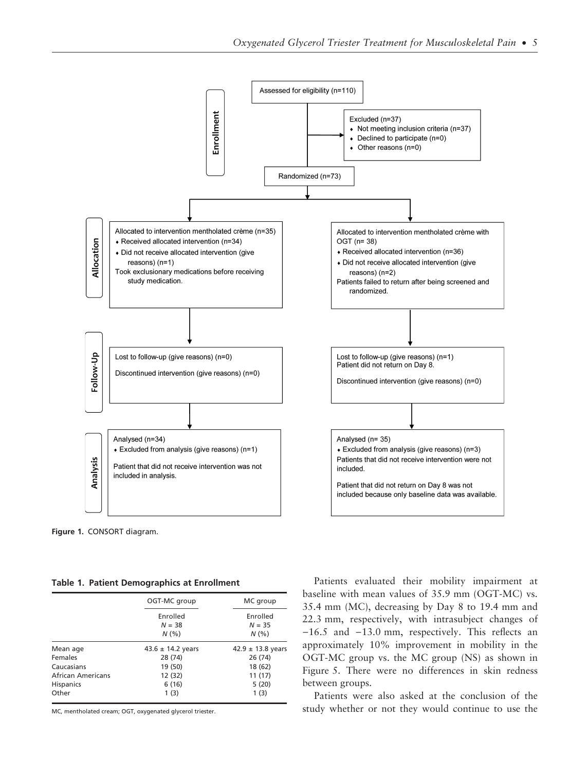Enrollment

Assessed for eligibility (n=110)

Excluded (n=37)
- Not meeting inclusion criteria (n=37)
- Declined to participate (n=0)
- Other reasons (n=0)

Randomized (n=73)

Allocation

Allocated to intervention mentholated crème (n=35)
- Received allocated intervention (n=34)
- Did not receive allocated intervention (give reasons) (n=1)

Took exclusionary medications before receiving study medication.

Allocated to intervention mentholated crème with OGT (n= 38)
- Received allocated intervention (n=36)
- Did not receive allocated intervention (give reasons) (n=2)

Patients failed to return after being screened and randomized.

Follow-Up

Lost to follow-up (give reasons) (n=0)

Discontinued intervention (give reasons) (n=0)

Lost to follow-up (give reasons) (n=1)
Patient did not return on Day 8.

Discontinued intervention (give reasons) (n=0)

Analysis

Analysed (n=34)
- Excluded from analysis (give reasons) (n=1)

Patient that did not receive intervention was not included in analysis.

Analysed (n= 35)
- Excluded from analysis (give reasons) (n=3)

Patients that did not receive intervention were not included.

Patient that did not return on Day 8 was not included because only baseline data was available.

**Figure 1.** CONSORT diagram.

**Table 1. Patient Demographics at Enrollment**

| | OGT-MC group | MC group |
|---|---|---|
| | Enrolled<br>*N* = 38<br>*N* (%) | Enrolled<br>*N* = 35<br>*N* (%) |
| Mean age | 43.6 ± 14.2 years | 42.9 ± 13.8 years |
| Females | 28 (74) | 26 (74) |
| Caucasians | 19 (50) | 18 (62) |
| African Americans | 12 (32) | 11 (17) |
| Hispanics | 6 (16) | 5 (20) |
| Other | 1 (3) | 1 (3) |

MC, mentholated cream; OGT, oxygenated glycerol triester.

Patients evaluated their mobility impairment at baseline with mean values of 35.9 mm (OGT-MC) vs. 35.4 mm (MC), decreasing by Day 8 to 19.4 mm and 22.3 mm, respectively, with intrasubject changes of −16.5 and −13.0 mm, respectively. This reflects an approximately 10% improvement in mobility in the OGT-MC group vs. the MC group (NS) as shown in Figure 5. There were no differences in skin redness between groups.

Patients were also asked at the conclusion of the study whether or not they would continue to use the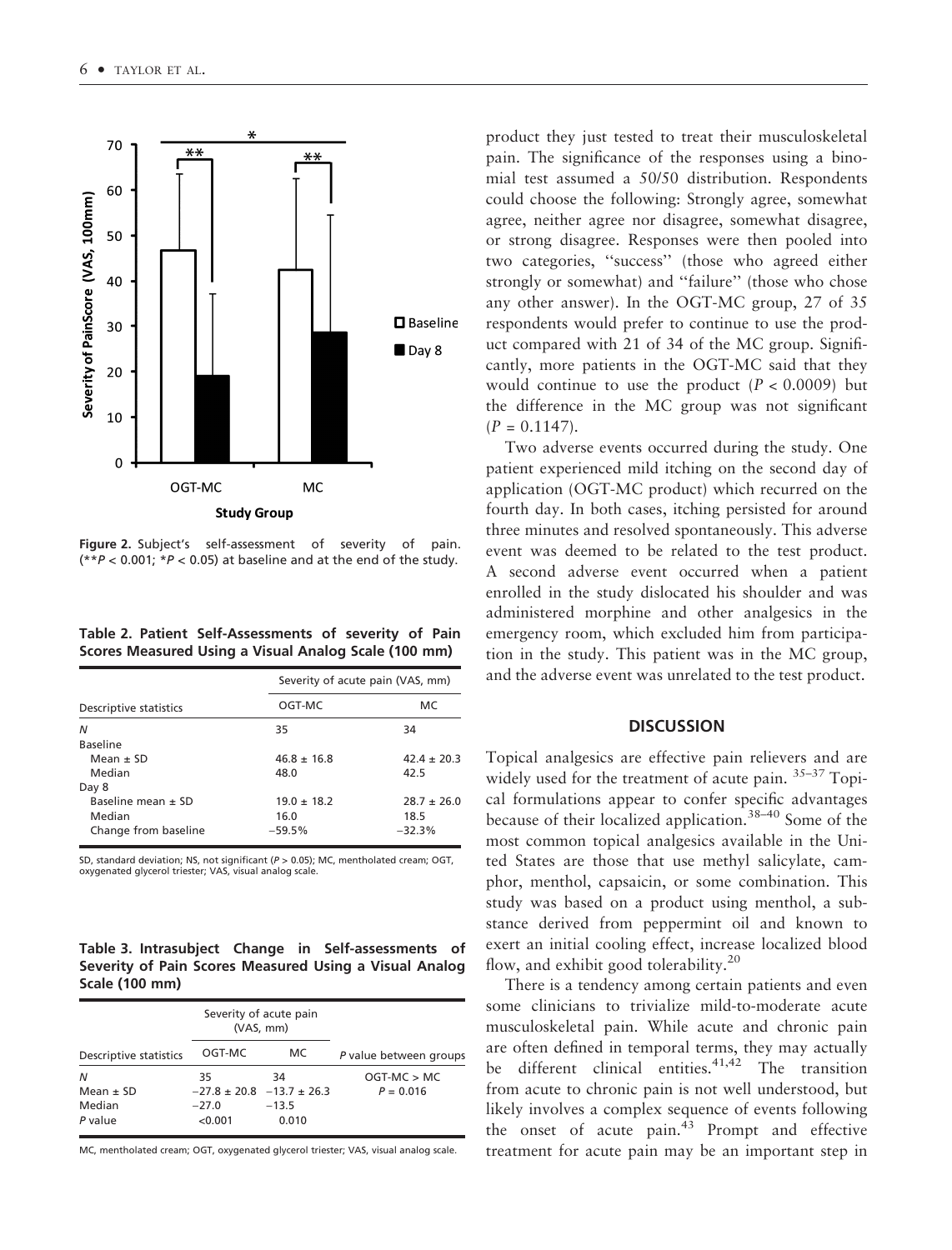Figure 2. Subject's self-assessment of severity of pain. (** $P < 0.001$; * $P < 0.05$) at baseline and at the end of the study.

**Table 2. Patient Self-Assessments of severity of Pain Scores Measured Using a Visual Analog Scale (100 mm)**

| Descriptive statistics | Severity of acute pain (VAS, mm) | |
|---|---|---|
| | OGT-MC | MC |
| *N* | 35 | 34 |
| Baseline | | |
| Mean ± SD | 46.8 ± 16.8 | 42.4 ± 20.3 |
| Median | 48.0 | 42.5 |
| Day 8 | | |
| Baseline mean ± SD | 19.0 ± 18.2 | 28.7 ± 26.0 |
| Median | 16.0 | 18.5 |
| Change from baseline | −59.5% | −32.3% |

SD, standard deviation; NS, not significant ($P > 0.05$); MC, mentholated cream; OGT, oxygenated glycerol triester; VAS, visual analog scale.

**Table 3. Intrasubject Change in Self-assessments of Severity of Pain Scores Measured Using a Visual Analog Scale (100 mm)**

| Descriptive statistics | Severity of acute pain (VAS, mm) | | *P* value between groups |
|---|---|---|---|
| | OGT-MC | MC | |
| *N* | 35 | 34 | OGT-MC > MC |
| Mean ± SD | −27.8 ± 20.8 | −13.7 ± 26.3 | $P = 0.016$ |
| Median | −27.0 | −13.5 | |
| *P* value | <0.001 | 0.010 | |

MC, mentholated cream; OGT, oxygenated glycerol triester; VAS, visual analog scale.

product they just tested to treat their musculoskeletal pain. The significance of the responses using a binomial test assumed a 50/50 distribution. Respondents could choose the following: Strongly agree, somewhat agree, neither agree nor disagree, somewhat disagree, or strong disagree. Responses were then pooled into two categories, "success" (those who agreed either strongly or somewhat) and "failure" (those who chose any other answer). In the OGT-MC group, 27 of 35 respondents would prefer to continue to use the product compared with 21 of 34 of the MC group. Significantly, more patients in the OGT-MC said that they would continue to use the product ($P < 0.0009$) but the difference in the MC group was not significant ($P = 0.1147$).

Two adverse events occurred during the study. One patient experienced mild itching on the second day of application (OGT-MC product) which recurred on the fourth day. In both cases, itching persisted for around three minutes and resolved spontaneously. This adverse event was deemed to be related to the test product. A second adverse event occurred when a patient enrolled in the study dislocated his shoulder and was administered morphine and other analgesics in the emergency room, which excluded him from participation in the study. This patient was in the MC group, and the adverse event was unrelated to the test product.

## DISCUSSION

Topical analgesics are effective pain relievers and are widely used for the treatment of acute pain.[35–37] Topical formulations appear to confer specific advantages because of their localized application.[38–40] Some of the most common topical analgesics available in the United States are those that use methyl salicylate, camphor, menthol, capsaicin, or some combination. This study was based on a product using menthol, a substance derived from peppermint oil and known to exert an initial cooling effect, increase localized blood flow, and exhibit good tolerability.[20]

There is a tendency among certain patients and even some clinicians to trivialize mild-to-moderate acute musculoskeletal pain. While acute and chronic pain are often defined in temporal terms, they may actually be different clinical entities.[41,42] The transition from acute to chronic pain is not well understood, but likely involves a complex sequence of events following the onset of acute pain.[43] Prompt and effective treatment for acute pain may be an important step in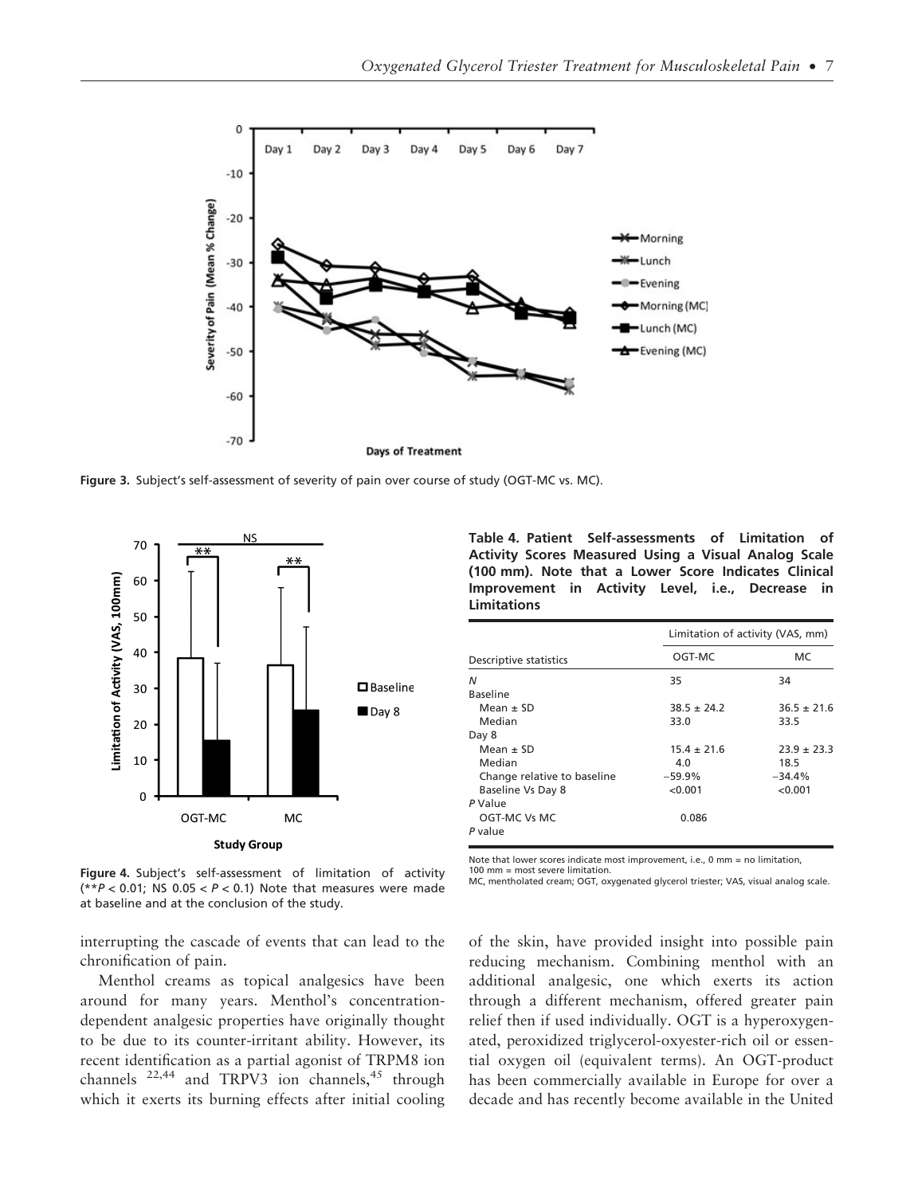**Figure 3.** Subject's self-assessment of severity of pain over course of study (OGT-MC vs. MC).

**Figure 4.** Subject's self-assessment of limitation of activity (**$P < 0.01$; NS $0.05 < P < 0.1$) Note that measures were made at baseline and at the conclusion of the study.

**Table 4. Patient Self-assessments of Limitation of Activity Scores Measured Using a Visual Analog Scale (100 mm). Note that a Lower Score Indicates Clinical Improvement in Activity Level, i.e., Decrease in Limitations**

| | Limitation of activity (VAS, mm) | |
|---|---|---|
| Descriptive statistics | OGT-MC | MC |
| *N* | 35 | 34 |
| Baseline | | |
| Mean ± SD | 38.5 ± 24.2 | 36.5 ± 21.6 |
| Median | 33.0 | 33.5 |
| Day 8 | | |
| Mean ± SD | 15.4 ± 21.6 | 23.9 ± 23.3 |
| Median | 4.0 | 18.5 |
| Change relative to baseline | −59.9% | −34.4% |
| Baseline Vs Day 8 | <0.001 | <0.001 |
| *P* Value | | |
| OGT-MC Vs MC | 0.086 | |
| *P* value | | |

Note that lower scores indicate most improvement, i.e., 0 mm = no limitation, 100 mm = most severe limitation.
MC, mentholated cream; OGT, oxygenated glycerol triester; VAS, visual analog scale.

interrupting the cascade of events that can lead to the chronification of pain.

Menthol creams as topical analgesics have been around for many years. Menthol's concentration-dependent analgesic properties have originally thought to be due to its counter-irritant ability. However, its recent identification as a partial agonist of TRPM8 ion channels [22,44] and TRPV3 ion channels,[45] through which it exerts its burning effects after initial cooling of the skin, have provided insight into possible pain reducing mechanism. Combining menthol with an additional analgesic, one which exerts its action through a different mechanism, offered greater pain relief then if used individually. OGT is a hyperoxygenated, peroxidized triglycerol-oxyester-rich oil or essential oxygen oil (equivalent terms). An OGT-product has been commercially available in Europe for over a decade and has recently become available in the United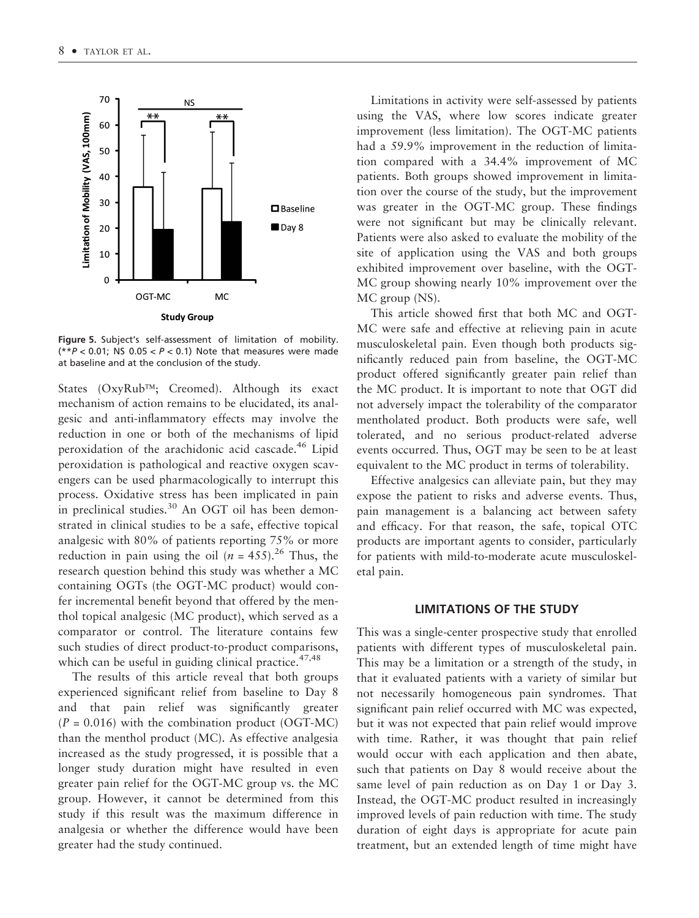70
60
50
40
30
20
10
0

Limitation of Mobility (VAS, 100mm)

NS

\*\*

\*\*

OGT-MC

MC

Study Group

Baseline

Day 8

**Figure 5.** Subject's self-assessment of limitation of mobility. (\*\*$P < 0.01$; NS $0.05 < P < 0.1$) Note that measures were made at baseline and at the conclusion of the study.

States (OxyRub™; Creomed). Although its exact mechanism of action remains to be elucidated, its analgesic and anti-inflammatory effects may involve the reduction in one or both of the mechanisms of lipid peroxidation of the arachidonic acid cascade.[46] Lipid peroxidation is pathological and reactive oxygen scavengers can be used pharmacologically to interrupt this process. Oxidative stress has been implicated in pain in preclinical studies.[30] An OGT oil has been demonstrated in clinical studies to be a safe, effective topical analgesic with 80% of patients reporting 75% or more reduction in pain using the oil ($n = 455$).[26] Thus, the research question behind this study was whether a MC containing OGTs (the OGT-MC product) would confer incremental benefit beyond that offered by the menthol topical analgesic (MC product), which served as a comparator or control. The literature contains few such studies of direct product-to-product comparisons, which can be useful in guiding clinical practice.[47,48]

The results of this article reveal that both groups experienced significant relief from baseline to Day 8 and that pain relief was significantly greater ($P = 0.016$) with the combination product (OGT-MC) than the menthol product (MC). As effective analgesia increased as the study progressed, it is possible that a longer study duration might have resulted in even greater pain relief for the OGT-MC group vs. the MC group. However, it cannot be determined from this study if this result was the maximum difference in analgesia or whether the difference would have been greater had the study continued.

Limitations in activity were self-assessed by patients using the VAS, where low scores indicate greater improvement (less limitation). The OGT-MC patients had a 59.9% improvement in the reduction of limitation compared with a 34.4% improvement of MC patients. Both groups showed improvement in limitation over the course of the study, but the improvement was greater in the OGT-MC group. These findings were not significant but may be clinically relevant. Patients were also asked to evaluate the mobility of the site of application using the VAS and both groups exhibited improvement over baseline, with the OGT-MC group showing nearly 10% improvement over the MC group (NS).

This article showed first that both MC and OGT-MC were safe and effective at relieving pain in acute musculoskeletal pain. Even though both products significantly reduced pain from baseline, the OGT-MC product offered significantly greater pain relief than the MC product. It is important to note that OGT did not adversely impact the tolerability of the comparator mentholated product. Both products were safe, well tolerated, and no serious product-related adverse events occurred. Thus, OGT may be seen to be at least equivalent to the MC product in terms of tolerability.

Effective analgesics can alleviate pain, but they may expose the patient to risks and adverse events. Thus, pain management is a balancing act between safety and efficacy. For that reason, the safe, topical OTC products are important agents to consider, particularly for patients with mild-to-moderate acute musculoskeletal pain.

## LIMITATIONS OF THE STUDY

This was a single-center prospective study that enrolled patients with different types of musculoskeletal pain. This may be a limitation or a strength of the study, in that it evaluated patients with a variety of similar but not necessarily homogeneous pain syndromes. That significant pain relief occurred with MC was expected, but it was not expected that pain relief would improve with time. Rather, it was thought that pain relief would occur with each application and then abate, such that patients on Day 8 would receive about the same level of pain reduction as on Day 1 or Day 3. Instead, the OGT-MC product resulted in increasingly improved levels of pain reduction with time. The study duration of eight days is appropriate for acute pain treatment, but an extended length of time might have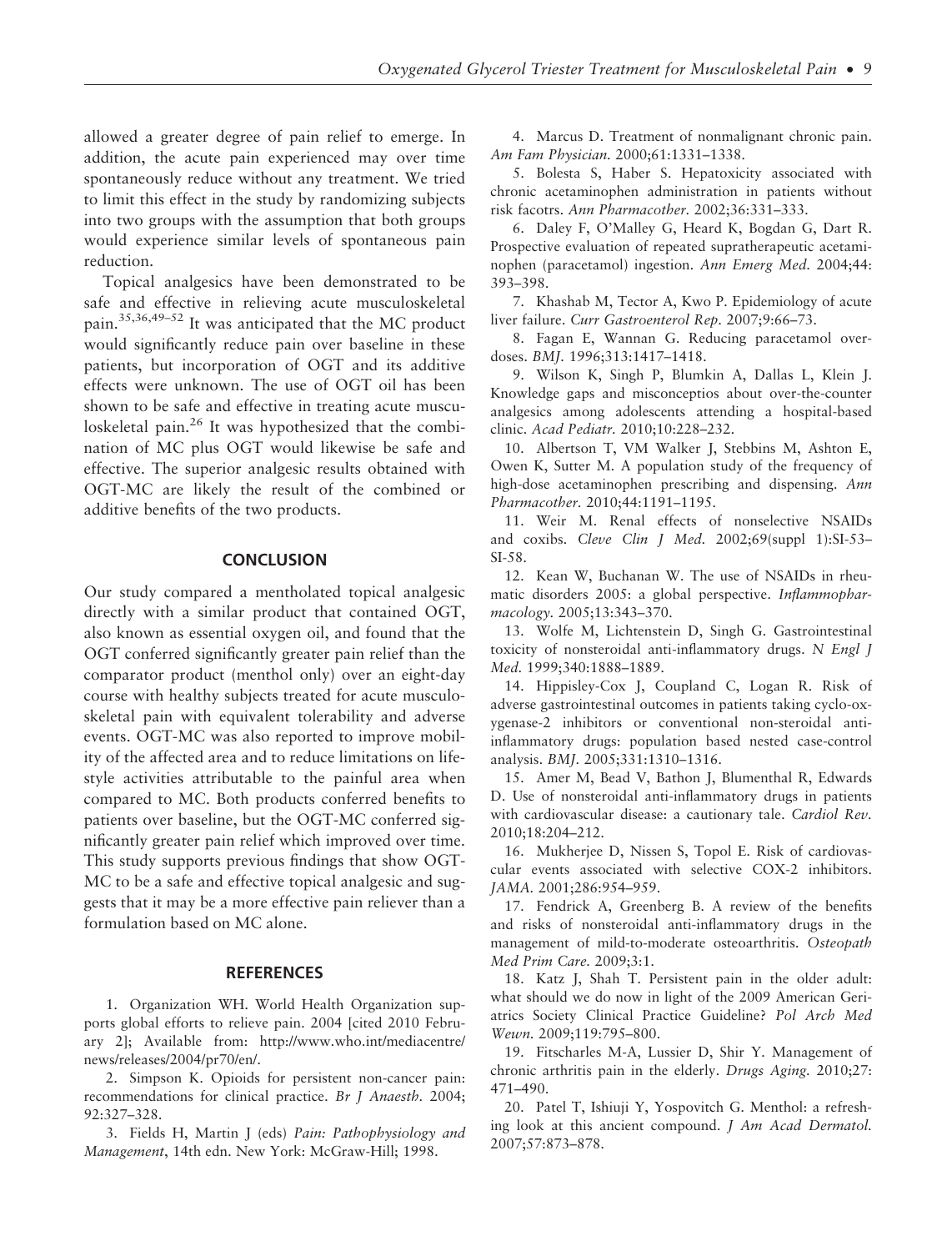allowed a greater degree of pain relief to emerge. In addition, the acute pain experienced may over time spontaneously reduce without any treatment. We tried to limit this effect in the study by randomizing subjects into two groups with the assumption that both groups would experience similar levels of spontaneous pain reduction.

Topical analgesics have been demonstrated to be safe and effective in relieving acute musculoskeletal pain.[35,36,49–52] It was anticipated that the MC product would significantly reduce pain over baseline in these patients, but incorporation of OGT and its additive effects were unknown. The use of OGT oil has been shown to be safe and effective in treating acute musculoskeletal pain.[26] It was hypothesized that the combination of MC plus OGT would likewise be safe and effective. The superior analgesic results obtained with OGT-MC are likely the result of the combined or additive benefits of the two products.

## CONCLUSION

Our study compared a mentholated topical analgesic directly with a similar product that contained OGT, also known as essential oxygen oil, and found that the OGT conferred significantly greater pain relief than the comparator product (menthol only) over an eight-day course with healthy subjects treated for acute musculoskeletal pain with equivalent tolerability and adverse events. OGT-MC was also reported to improve mobility of the affected area and to reduce limitations on lifestyle activities attributable to the painful area when compared to MC. Both products conferred benefits to patients over baseline, but the OGT-MC conferred significantly greater pain relief which improved over time. This study supports previous findings that show OGT-MC to be a safe and effective topical analgesic and suggests that it may be a more effective pain reliever than a formulation based on MC alone.

## REFERENCES

1. Organization WH. World Health Organization supports global efforts to relieve pain. 2004 [cited 2010 February 2]; Available from: http://www.who.int/mediacentre/news/releases/2004/pr70/en/.

2. Simpson K. Opioids for persistent non-cancer pain: recommendations for clinical practice. *Br J Anaesth*. 2004; 92:327–328.

3. Fields H, Martin J (eds) *Pain: Pathophysiology and Management*, 14th edn. New York: McGraw-Hill; 1998.

4. Marcus D. Treatment of nonmalignant chronic pain. *Am Fam Physician*. 2000;61:1331–1338.

5. Bolesta S, Haber S. Hepatoxicity associated with chronic acetaminophen administration in patients without risk facotrs. *Ann Pharmacother*. 2002;36:331–333.

6. Daley F, O'Malley G, Heard K, Bogdan G, Dart R. Prospective evaluation of repeated supratherapeutic acetaminophen (paracetamol) ingestion. *Ann Emerg Med*. 2004;44: 393–398.

7. Khashab M, Tector A, Kwo P. Epidemiology of acute liver failure. *Curr Gastroenterol Rep*. 2007;9:66–73.

8. Fagan E, Wannan G. Reducing paracetamol overdoses. *BMJ*. 1996;313:1417–1418.

9. Wilson K, Singh P, Blumkin A, Dallas L, Klein J. Knowledge gaps and misconceptios about over-the-counter analgesics among adolescents attending a hospital-based clinic. *Acad Pediatr*. 2010;10:228–232.

10. Albertson T, VM Walker J, Stebbins M, Ashton E, Owen K, Sutter M. A population study of the frequency of high-dose acetaminophen prescribing and dispensing. *Ann Pharmacother*. 2010;44:1191–1195.

11. Weir M. Renal effects of nonselective NSAIDs and coxibs. *Cleve Clin J Med*. 2002;69(suppl 1):SI-53–SI-58.

12. Kean W, Buchanan W. The use of NSAIDs in rheumatic disorders 2005: a global perspective. *Inflammopharmacology*. 2005;13:343–370.

13. Wolfe M, Lichtenstein D, Singh G. Gastrointestinal toxicity of nonsteroidal anti-inflammatory drugs. *N Engl J Med*. 1999;340:1888–1889.

14. Hippisley-Cox J, Coupland C, Logan R. Risk of adverse gastrointestinal outcomes in patients taking cyclo-oxygenase-2 inhibitors or conventional non-steroidal anti-inflammatory drugs: population based nested case-control analysis. *BMJ*. 2005;331:1310–1316.

15. Amer M, Bead V, Bathon J, Blumenthal R, Edwards D. Use of nonsteroidal anti-inflammatory drugs in patients with cardiovascular disease: a cautionary tale. *Cardiol Rev*. 2010;18:204–212.

16. Mukherjee D, Nissen S, Topol E. Risk of cardiovascular events associated with selective COX-2 inhibitors. *JAMA*. 2001;286:954–959.

17. Fendrick A, Greenberg B. A review of the benefits and risks of nonsteroidal anti-inflammatory drugs in the management of mild-to-moderate osteoarthritis. *Osteopath Med Prim Care*. 2009;3:1.

18. Katz J, Shah T. Persistent pain in the older adult: what should we do now in light of the 2009 American Geriatrics Society Clinical Practice Guideline? *Pol Arch Med Wewn*. 2009;119:795–800.

19. Fitscharles M-A, Lussier D, Shir Y. Management of chronic arthritis pain in the elderly. *Drugs Aging*. 2010;27: 471–490.

20. Patel T, Ishiuji Y, Yospovitch G. Menthol: a refreshing look at this ancient compound. *J Am Acad Dermatol*. 2007;57:873–878.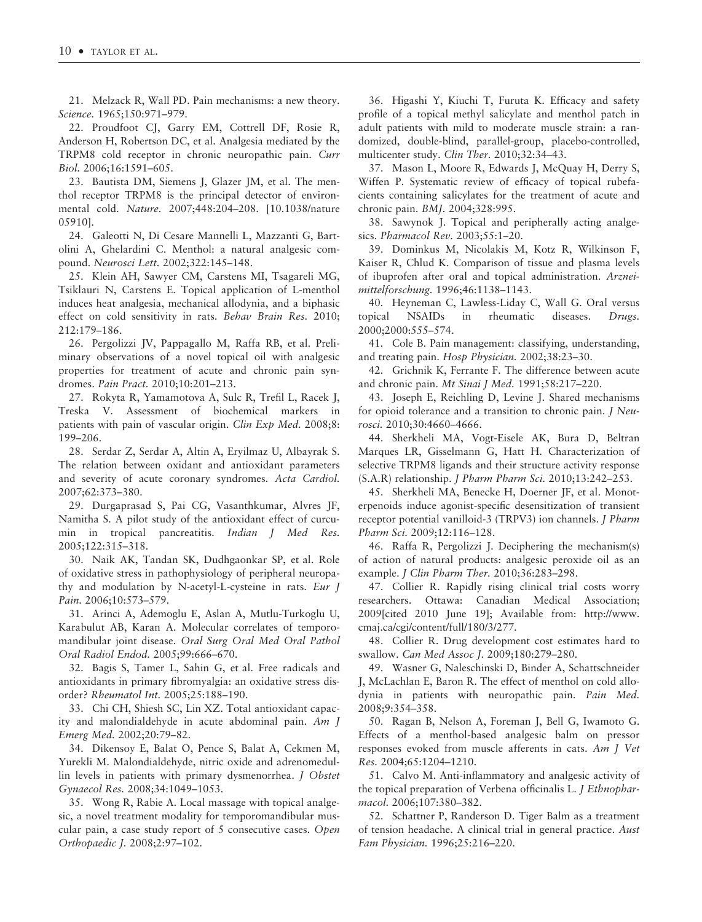21. Melzack R, Wall PD. Pain mechanisms: a new theory. *Science*. 1965;150:971–979.

22. Proudfoot CJ, Garry EM, Cottrell DF, Rosie R, Anderson H, Robertson DC, et al. Analgesia mediated by the TRPM8 cold receptor in chronic neuropathic pain. *Curr Biol*. 2006;16:1591–605.

23. Bautista DM, Siemens J, Glazer JM, et al. The menthol receptor TRPM8 is the principal detector of environmental cold. *Nature*. 2007;448:204–208. [10.1038/nature 05910].

24. Galeotti N, Di Cesare Mannelli L, Mazzanti G, Bartolini A, Ghelardini C. Menthol: a natural analgesic compound. *Neurosci Lett*. 2002;322:145–148.

25. Klein AH, Sawyer CM, Carstens MI, Tsagareli MG, Tsiklauri N, Carstens E. Topical application of L-menthol induces heat analgesia, mechanical allodynia, and a biphasic effect on cold sensitivity in rats. *Behav Brain Res*. 2010; 212:179–186.

26. Pergolizzi JV, Pappagallo M, Raffa RB, et al. Preliminary observations of a novel topical oil with analgesic properties for treatment of acute and chronic pain syndromes. *Pain Pract*. 2010;10:201–213.

27. Rokyta R, Yamamotova A, Sulc R, Trefil L, Racek J, Treska V. Assessment of biochemical markers in patients with pain of vascular origin. *Clin Exp Med*. 2008;8: 199–206.

28. Serdar Z, Serdar A, Altin A, Eryilmaz U, Albayrak S. The relation between oxidant and antioxidant parameters and severity of acute coronary syndromes. *Acta Cardiol*. 2007;62:373–380.

29. Durgaprasad S, Pai CG, Vasanthkumar, Alvres JF, Namitha S. A pilot study of the antioxidant effect of curcumin in tropical pancreatitis. *Indian J Med Res*. 2005;122:315–318.

30. Naik AK, Tandan SK, Dudhgaonkar SP, et al. Role of oxidative stress in pathophysiology of peripheral neuropathy and modulation by N-acetyl-L-cysteine in rats. *Eur J Pain*. 2006;10:573–579.

31. Arinci A, Ademoglu E, Aslan A, Mutlu-Turkoglu U, Karabulut AB, Karan A. Molecular correlates of temporomandibular joint disease. *Oral Surg Oral Med Oral Pathol Oral Radiol Endod*. 2005;99:666–670.

32. Bagis S, Tamer L, Sahin G, et al. Free radicals and antioxidants in primary fibromyalgia: an oxidative stress disorder? *Rheumatol Int*. 2005;25:188–190.

33. Chi CH, Shiesh SC, Lin XZ. Total antioxidant capacity and malondialdehyde in acute abdominal pain. *Am J Emerg Med*. 2002;20:79–82.

34. Dikensoy E, Balat O, Pence S, Balat A, Cekmen M, Yurekli M. Malondialdehyde, nitric oxide and adrenomedullin levels in patients with primary dysmenorrhea. *J Obstet Gynaecol Res*. 2008;34:1049–1053.

35. Wong R, Rabie A. Local massage with topical analgesic, a novel treatment modality for temporomandibular muscular pain, a case study report of 5 consecutive cases. *Open Orthopaedic J*. 2008;2:97–102.

36. Higashi Y, Kiuchi T, Furuta K. Efficacy and safety profile of a topical methyl salicylate and menthol patch in adult patients with mild to moderate muscle strain: a randomized, double-blind, parallel-group, placebo-controlled, multicenter study. *Clin Ther*. 2010;32:34–43.

37. Mason L, Moore R, Edwards J, McQuay H, Derry S, Wiffen P. Systematic review of efficacy of topical rubefacients containing salicylates for the treatment of acute and chronic pain. *BMJ*. 2004;328:995.

38. Sawynok J. Topical and peripherally acting analgesics. *Pharmacol Rev*. 2003;55:1–20.

39. Dominkus M, Nicolakis M, Kotz R, Wilkinson F, Kaiser R, Chlud K. Comparison of tissue and plasma levels of ibuprofen after oral and topical administration. *Arzneimittelforschung*. 1996;46:1138–1143.

40. Heyneman C, Lawless-Liday C, Wall G. Oral versus topical NSAIDs in rheumatic diseases. *Drugs*. 2000;2000:555–574.

41. Cole B. Pain management: classifying, understanding, and treating pain. *Hosp Physician*. 2002;38:23–30.

42. Grichnik K, Ferrante F. The difference between acute and chronic pain. *Mt Sinai J Med*. 1991;58:217–220.

43. Joseph E, Reichling D, Levine J. Shared mechanisms for opioid tolerance and a transition to chronic pain. *J Neurosci*. 2010;30:4660–4666.

44. Sherkheli MA, Vogt-Eisele AK, Bura D, Beltran Marques LR, Gisselmann G, Hatt H. Characterization of selective TRPM8 ligands and their structure activity response (S.A.R) relationship. *J Pharm Pharm Sci*. 2010;13:242–253.

45. Sherkheli MA, Benecke H, Doerner JF, et al. Monoterpenoids induce agonist-specific desensitization of transient receptor potential vanilloid-3 (TRPV3) ion channels. *J Pharm Pharm Sci*. 2009;12:116–128.

46. Raffa R, Pergolizzi J. Deciphering the mechanism(s) of action of natural products: analgesic peroxide oil as an example. *J Clin Pharm Ther*. 2010;36:283–298.

47. Collier R. Rapidly rising clinical trial costs worry researchers. Ottawa: Canadian Medical Association; 2009[cited 2010 June 19]; Available from: http://www.cmaj.ca/cgi/content/full/180/3/277.

48. Collier R. Drug development cost estimates hard to swallow. *Can Med Assoc J*. 2009;180:279–280.

49. Wasner G, Naleschinski D, Binder A, Schattschneider J, McLachlan E, Baron R. The effect of menthol on cold allodynia in patients with neuropathic pain. *Pain Med*. 2008;9:354–358.

50. Ragan B, Nelson A, Foreman J, Bell G, Iwamoto G. Effects of a menthol-based analgesic balm on pressor responses evoked from muscle afferents in cats. *Am J Vet Res*. 2004;65:1204–1210.

51. Calvo M. Anti-inflammatory and analgesic activity of the topical preparation of Verbena officinalis L. *J Ethnopharmacol*. 2006;107:380–382.

52. Schattner P, Randerson D. Tiger Balm as a treatment of tension headache. A clinical trial in general practice. *Aust Fam Physician*. 1996;25:216–220.